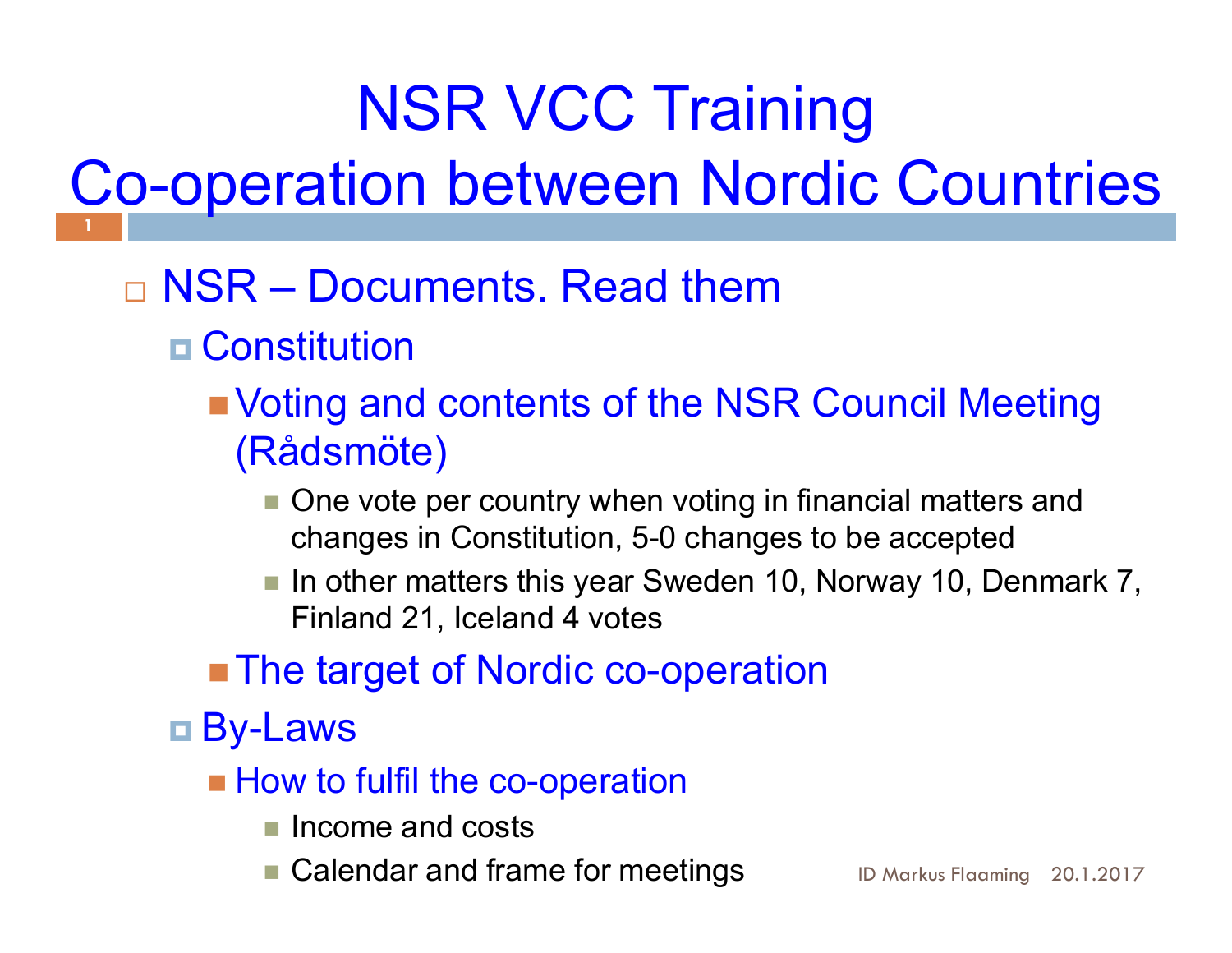# NSR VCC Training
# Co-operation between Nordic Countries

- NSR – Documents. Read them
  - Constitution
    - Voting and contents of the NSR Council Meeting (Rådsmöte)
      - One vote per country when voting in financial matters and changes in Constitution, 5-0 changes to be accepted
      - In other matters this year Sweden 10, Norway 10, Denmark 7, Finland 21, Iceland 4 votes
    - The target of Nordic co-operation
  - By-Laws
    - How to fulfil the co-operation
      - Income and costs
      - Calendar and frame for meetings

ID Markus Flaaming 20.1.2017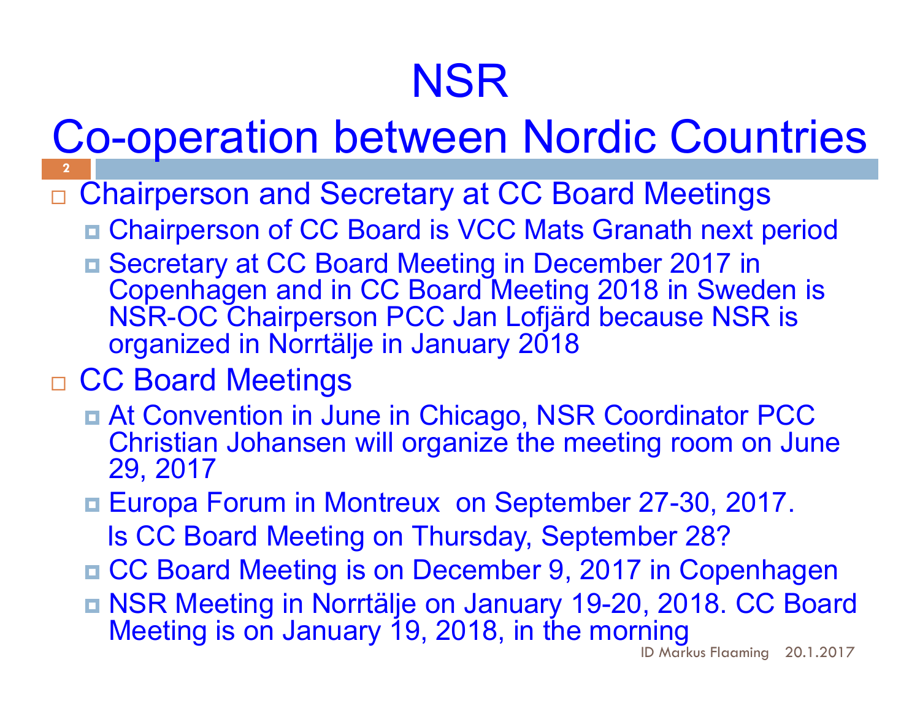# NSR
# Co-operation between Nordic Countries

- Chairperson and Secretary at CC Board Meetings
  - Chairperson of CC Board is VCC Mats Granath next period
  - Secretary at CC Board Meeting in December 2017 in Copenhagen and in CC Board Meeting 2018 in Sweden is NSR-OC Chairperson PCC Jan Lofjärd because NSR is organized in Norrtälje in January 2018
- CC Board Meetings
  - At Convention in June in Chicago, NSR Coordinator PCC Christian Johansen will organize the meeting room on June 29, 2017
  - Europa Forum in Montreux on September 27-30, 2017.
    Is CC Board Meeting on Thursday, September 28?
  - CC Board Meeting is on December 9, 2017 in Copenhagen
  - NSR Meeting in Norrtälje on January 19-20, 2018. CC Board Meeting is on January 19, 2018, in the morning

ID Markus Flaaming 20.1.2017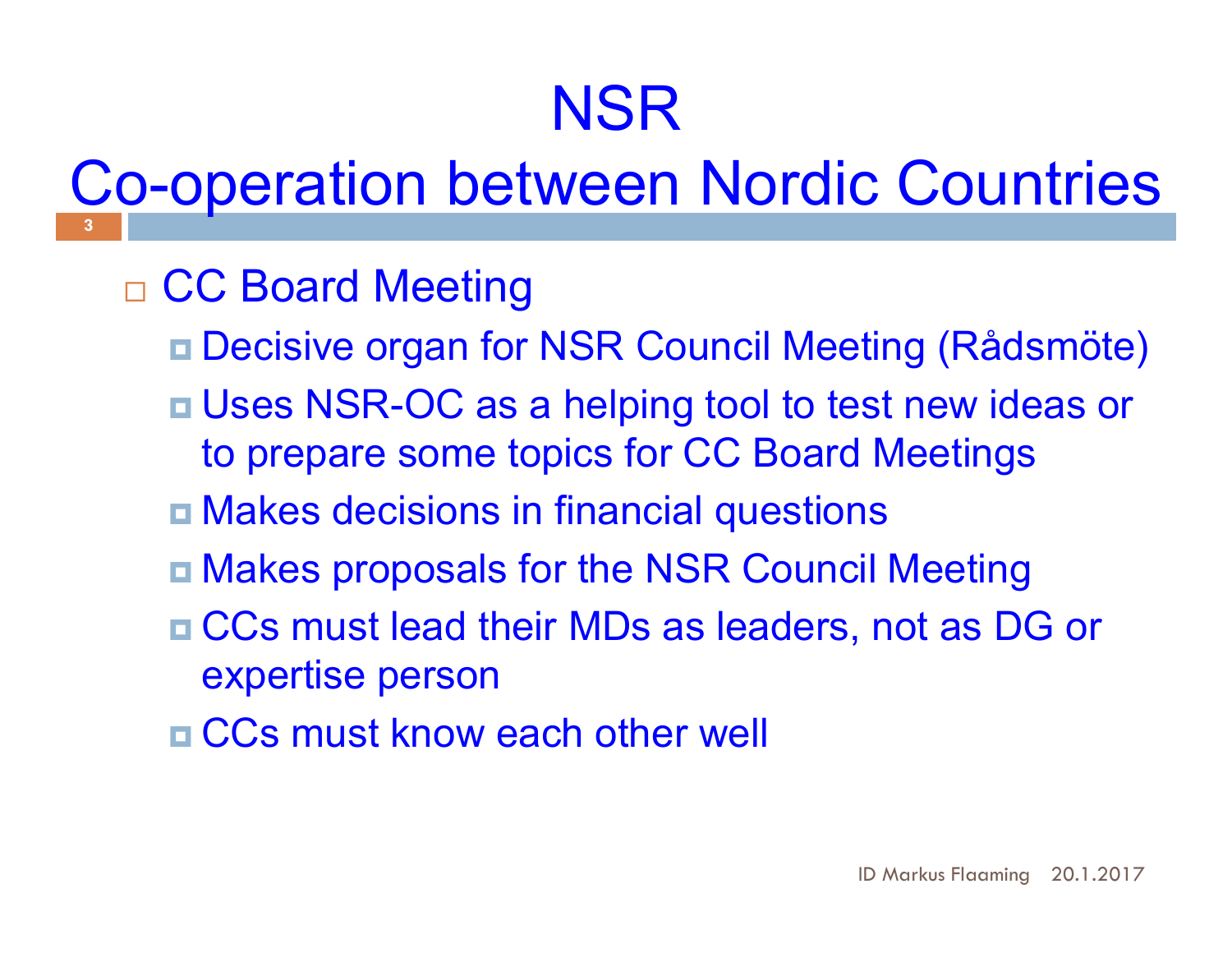# NSR

## Co-operation between Nordic Countries

- CC Board Meeting
  - Decisive organ for NSR Council Meeting (Rådsmöte)
  - Uses NSR-OC as a helping tool to test new ideas or to prepare some topics for CC Board Meetings
  - Makes decisions in financial questions
  - Makes proposals for the NSR Council Meeting
  - CCs must lead their MDs as leaders, not as DG or expertise person
  - CCs must know each other well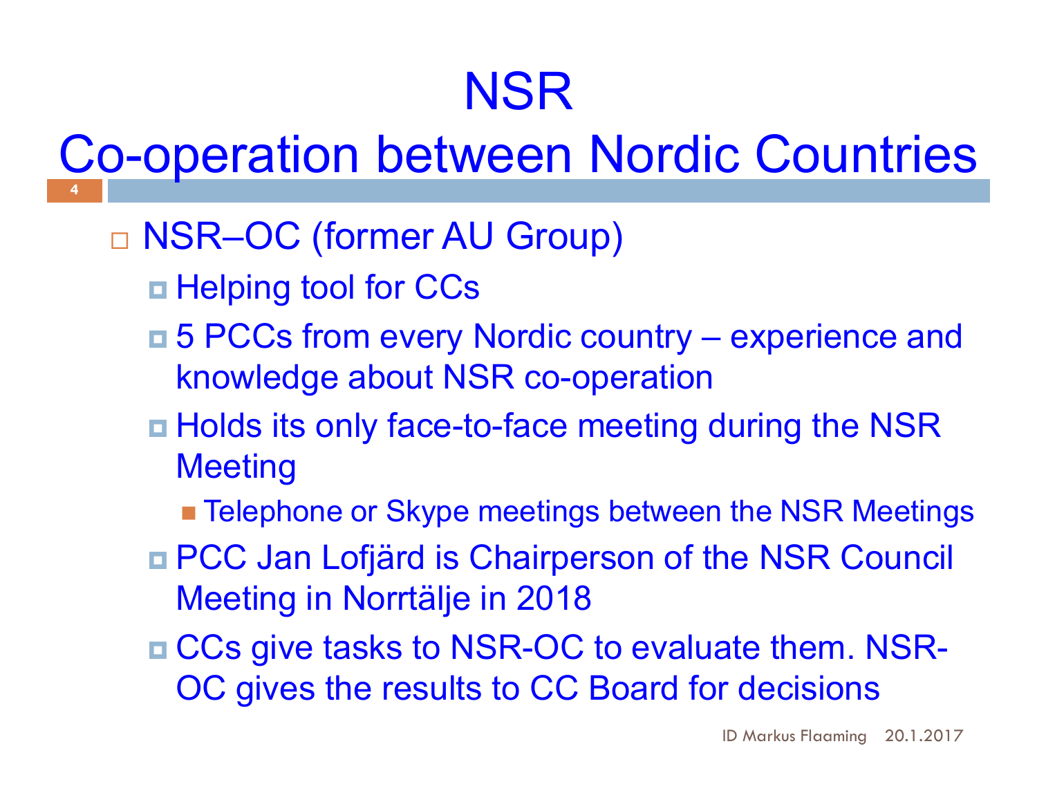# NSR
# Co-operation between Nordic Countries

- NSR–OC (former AU Group)
  - Helping tool for CCs
  - 5 PCCs from every Nordic country – experience and knowledge about NSR co-operation
  - Holds its only face-to-face meeting during the NSR Meeting
    - Telephone or Skype meetings between the NSR Meetings
  - PCC Jan Lofjärd is Chairperson of the NSR Council Meeting in Norrtälje in 2018
  - CCs give tasks to NSR-OC to evaluate them. NSR-OC gives the results to CC Board for decisions

ID Markus Flaaming 20.1.2017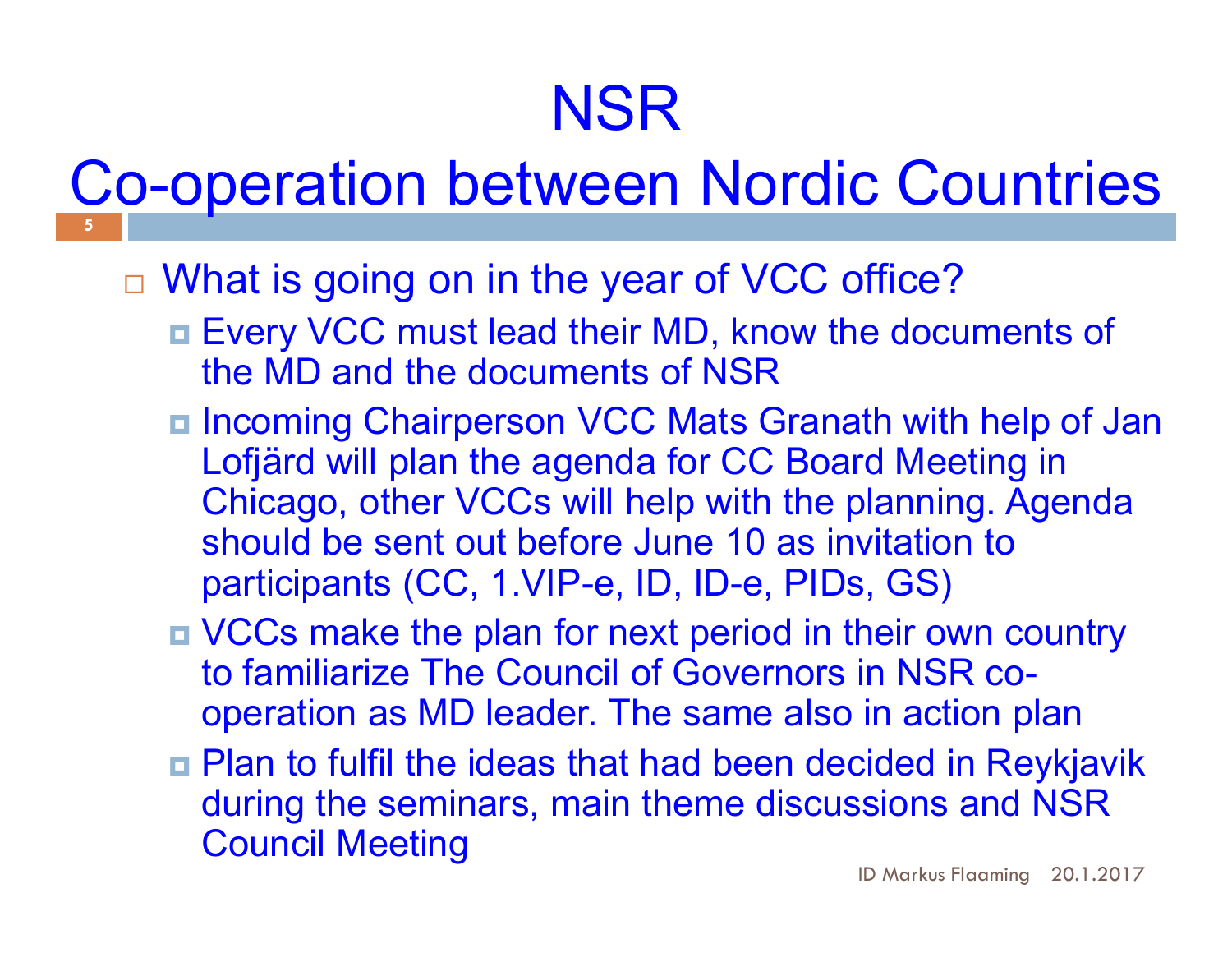# NSR

# Co-operation between Nordic Countries

- What is going on in the year of VCC office?
  - Every VCC must lead their MD, know the documents of the MD and the documents of NSR
  - Incoming Chairperson VCC Mats Granath with help of Jan Lofjärd will plan the agenda for CC Board Meeting in Chicago, other VCCs will help with the planning. Agenda should be sent out before June 10 as invitation to participants (CC, 1.VIP-e, ID, ID-e, PIDs, GS)
  - VCCs make the plan for next period in their own country to familiarize The Council of Governors in NSR co-operation as MD leader. The same also in action plan
  - Plan to fulfil the ideas that had been decided in Reykjavik during the seminars, main theme discussions and NSR Council Meeting

ID Markus Flaaming 20.1.2017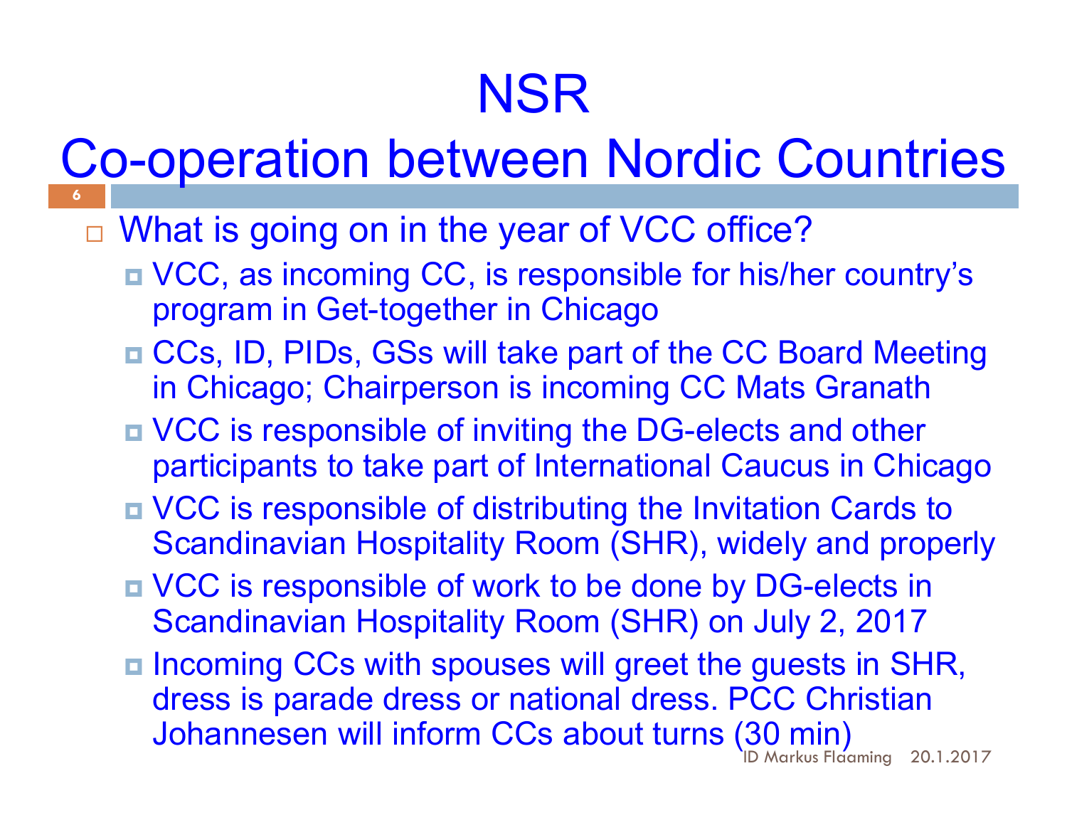# NSR

## Co-operation between Nordic Countries

- What is going on in the year of VCC office?
  - VCC, as incoming CC, is responsible for his/her country's program in Get-together in Chicago
  - CCs, ID, PIDs, GSs will take part of the CC Board Meeting in Chicago; Chairperson is incoming CC Mats Granath
  - VCC is responsible of inviting the DG-elects and other participants to take part of International Caucus in Chicago
  - VCC is responsible of distributing the Invitation Cards to Scandinavian Hospitality Room (SHR), widely and properly
  - VCC is responsible of work to be done by DG-elects in Scandinavian Hospitality Room (SHR) on July 2, 2017
  - Incoming CCs with spouses will greet the guests in SHR, dress is parade dress or national dress. PCC Christian Johannesen will inform CCs about turns (30 min)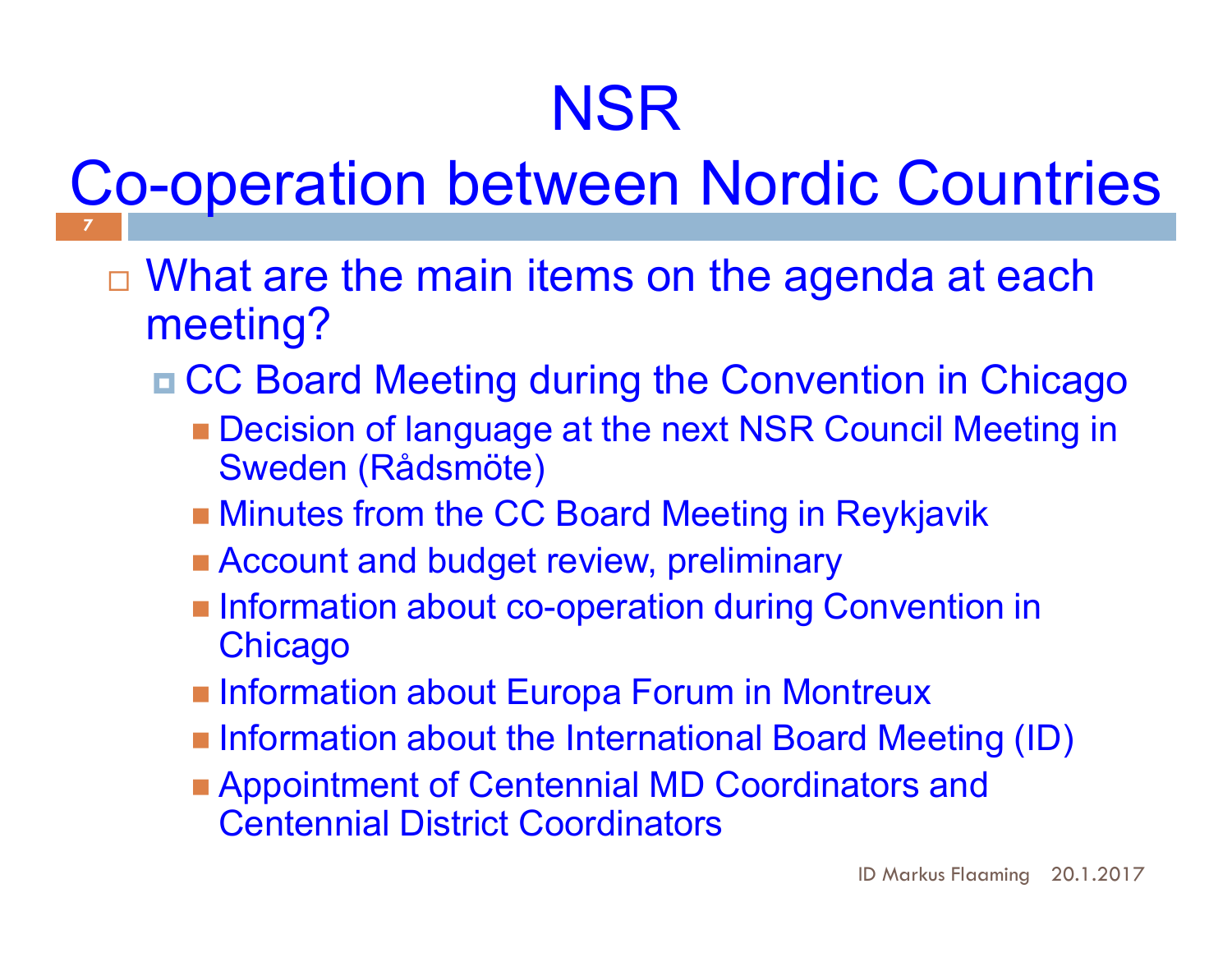# NSR

## Co-operation between Nordic Countries

- What are the main items on the agenda at each meeting?
  - CC Board Meeting during the Convention in Chicago
    - Decision of language at the next NSR Council Meeting in Sweden (Rådsmöte)
    - Minutes from the CC Board Meeting in Reykjavik
    - Account and budget review, preliminary
    - Information about co-operation during Convention in Chicago
    - Information about Europa Forum in Montreux
    - Information about the International Board Meeting (ID)
    - Appointment of Centennial MD Coordinators and Centennial District Coordinators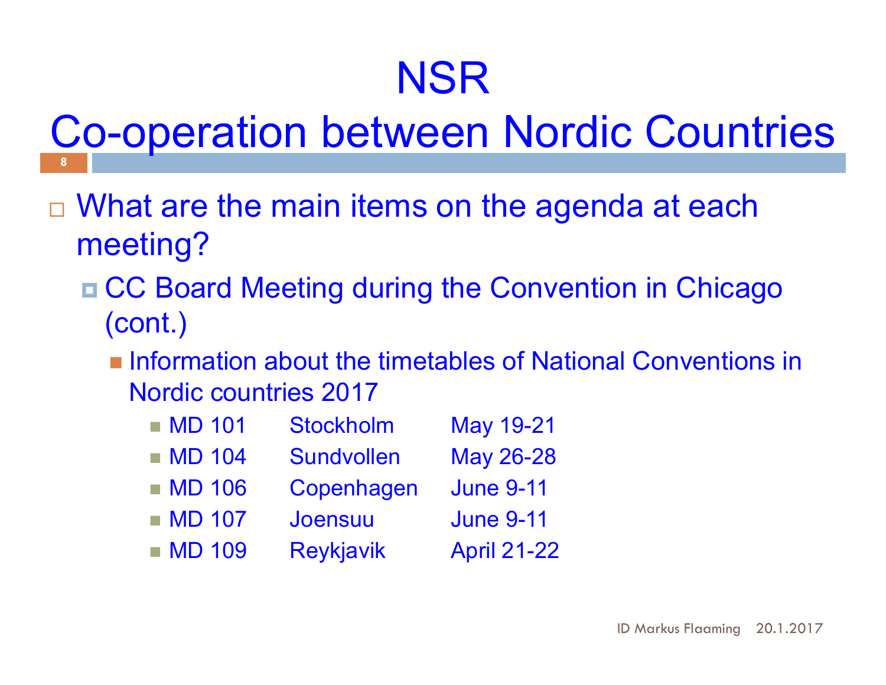# NSR
## Co-operation between Nordic Countries

- What are the main items on the agenda at each meeting?
  - CC Board Meeting during the Convention in Chicago (cont.)
    - Information about the timetables of National Conventions in Nordic countries 2017

| | | |
|---|---|---|
| MD 101 | Stockholm | May 19-21 |
| MD 104 | Sundvollen | May 26-28 |
| MD 106 | Copenhagen | June 9-11 |
| MD 107 | Joensuu | June 9-11 |
| MD 109 | Reykjavik | April 21-22 |

ID Markus Flaaming 20.1.2017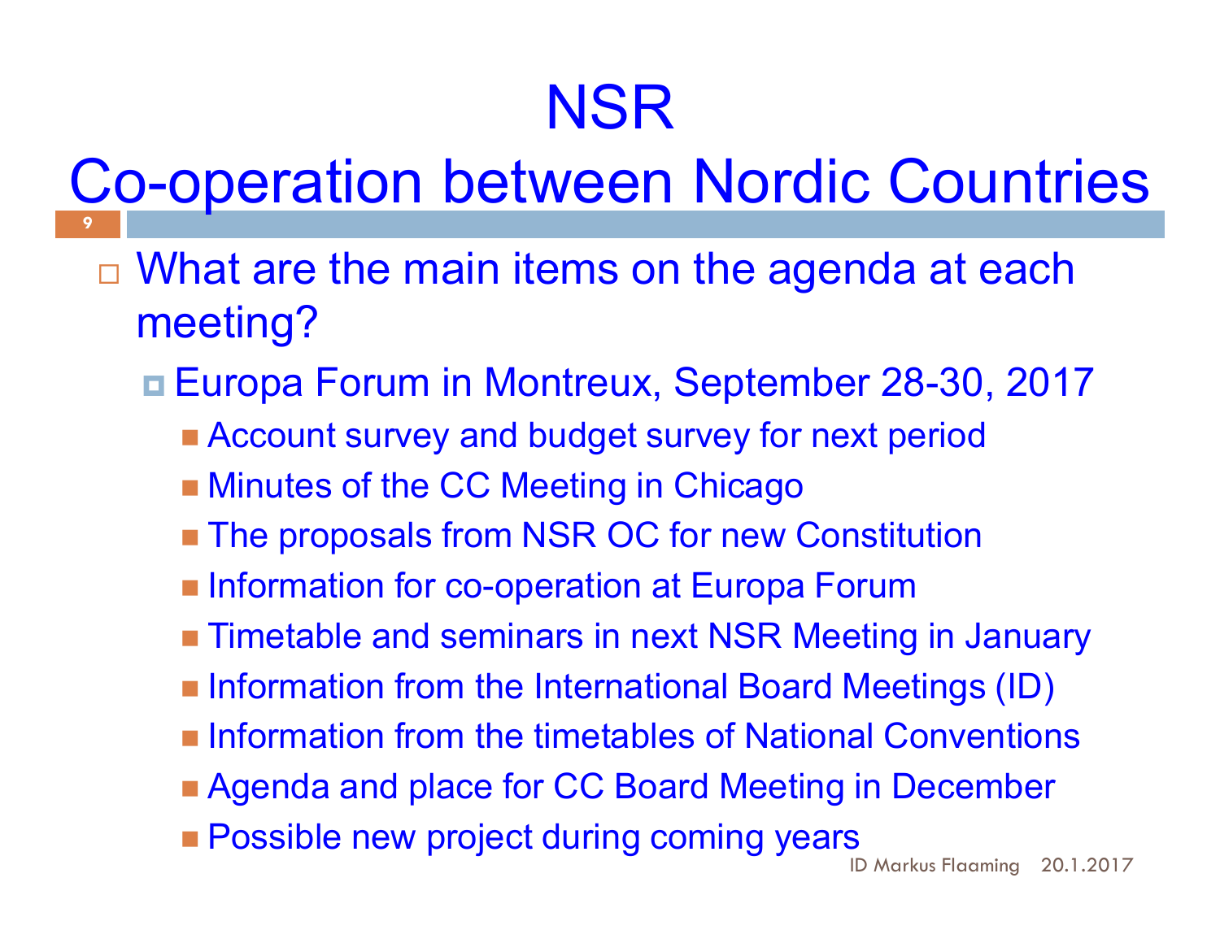# NSR

# Co-operation between Nordic Countries

- What are the main items on the agenda at each meeting?
  - Europa Forum in Montreux, September 28-30, 2017
    - Account survey and budget survey for next period
    - Minutes of the CC Meeting in Chicago
    - The proposals from NSR OC for new Constitution
    - Information for co-operation at Europa Forum
    - Timetable and seminars in next NSR Meeting in January
    - Information from the International Board Meetings (ID)
    - Information from the timetables of National Conventions
    - Agenda and place for CC Board Meeting in December
    - Possible new project during coming years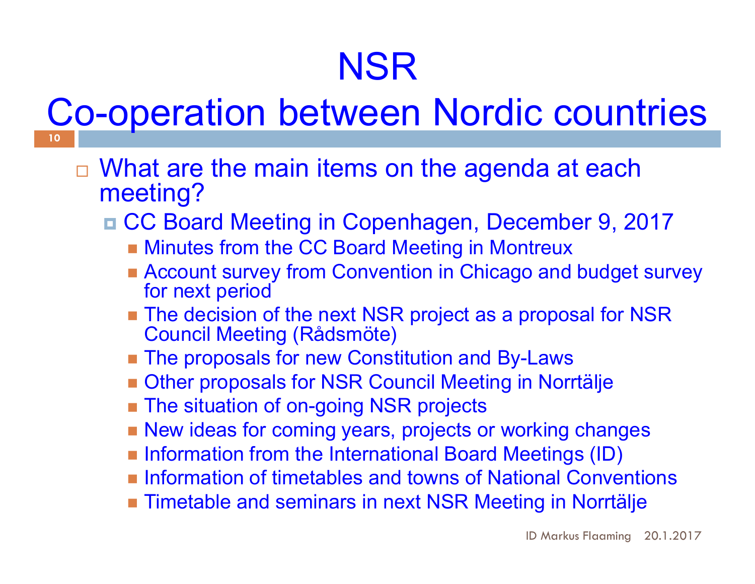# NSR

## Co-operation between Nordic countries

- What are the main items on the agenda at each meeting?
  - CC Board Meeting in Copenhagen, December 9, 2017
    - Minutes from the CC Board Meeting in Montreux
    - Account survey from Convention in Chicago and budget survey for next period
    - The decision of the next NSR project as a proposal for NSR Council Meeting (Rådsmöte)
    - The proposals for new Constitution and By-Laws
    - Other proposals for NSR Council Meeting in Norrtälje
    - The situation of on-going NSR projects
    - New ideas for coming years, projects or working changes
    - Information from the International Board Meetings (ID)
    - Information of timetables and towns of National Conventions
    - Timetable and seminars in next NSR Meeting in Norrtälje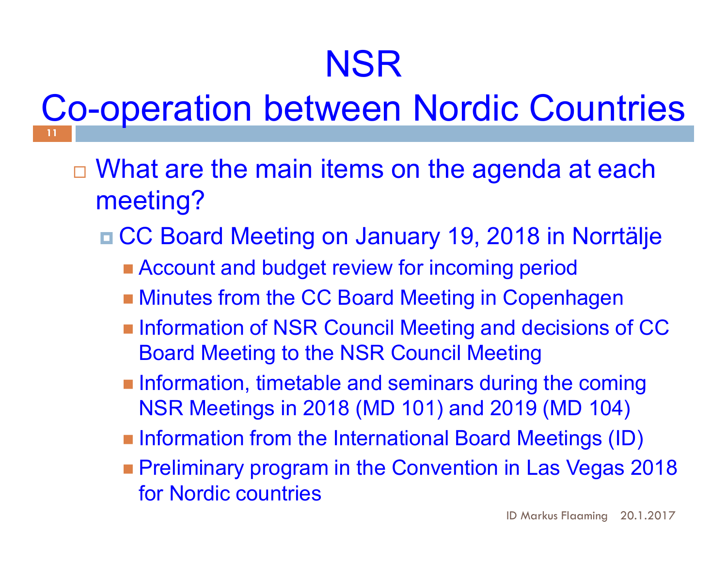# NSR
# Co-operation between Nordic Countries

- What are the main items on the agenda at each meeting?
  - CC Board Meeting on January 19, 2018 in Norrtälje
    - Account and budget review for incoming period
    - Minutes from the CC Board Meeting in Copenhagen
    - Information of NSR Council Meeting and decisions of CC Board Meeting to the NSR Council Meeting
    - Information, timetable and seminars during the coming NSR Meetings in 2018 (MD 101) and 2019 (MD 104)
    - Information from the International Board Meetings (ID)
    - Preliminary program in the Convention in Las Vegas 2018 for Nordic countries

ID Markus Flaaming 20.1.2017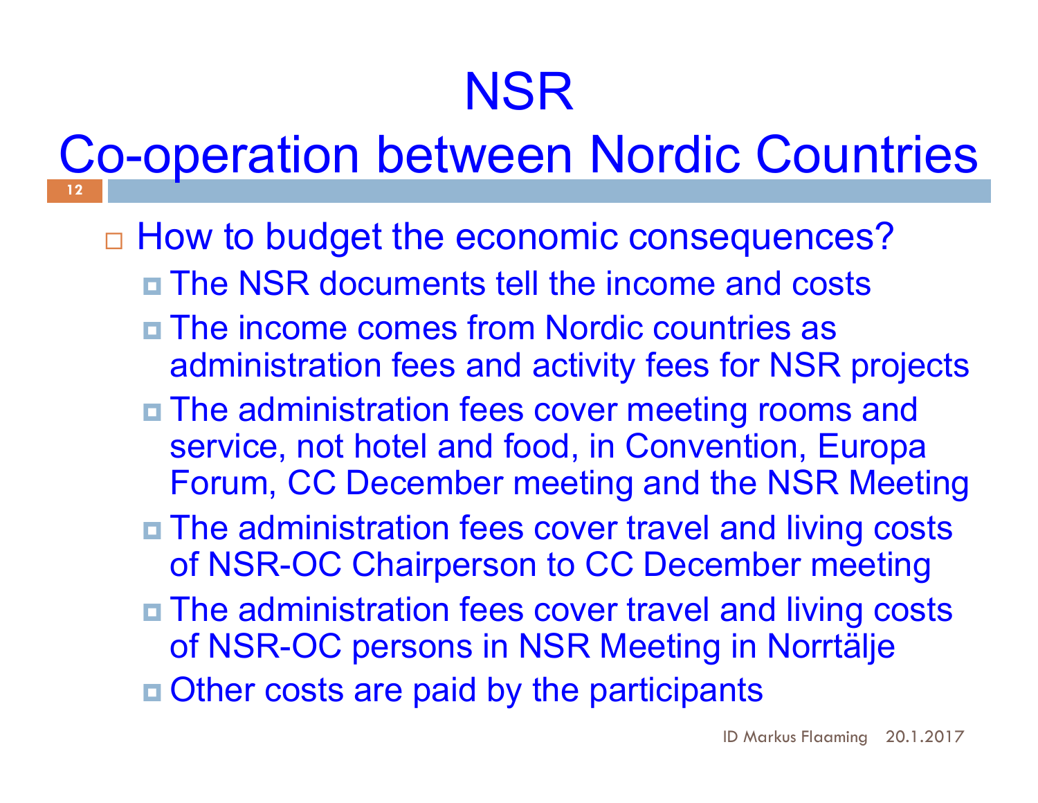# NSR

## Co-operation between Nordic Countries

- How to budget the economic consequences?
  - The NSR documents tell the income and costs
  - The income comes from Nordic countries as administration fees and activity fees for NSR projects
  - The administration fees cover meeting rooms and service, not hotel and food, in Convention, Europa Forum, CC December meeting and the NSR Meeting
  - The administration fees cover travel and living costs of NSR-OC Chairperson to CC December meeting
  - The administration fees cover travel and living costs of NSR-OC persons in NSR Meeting in Norrtälje
  - Other costs are paid by the participants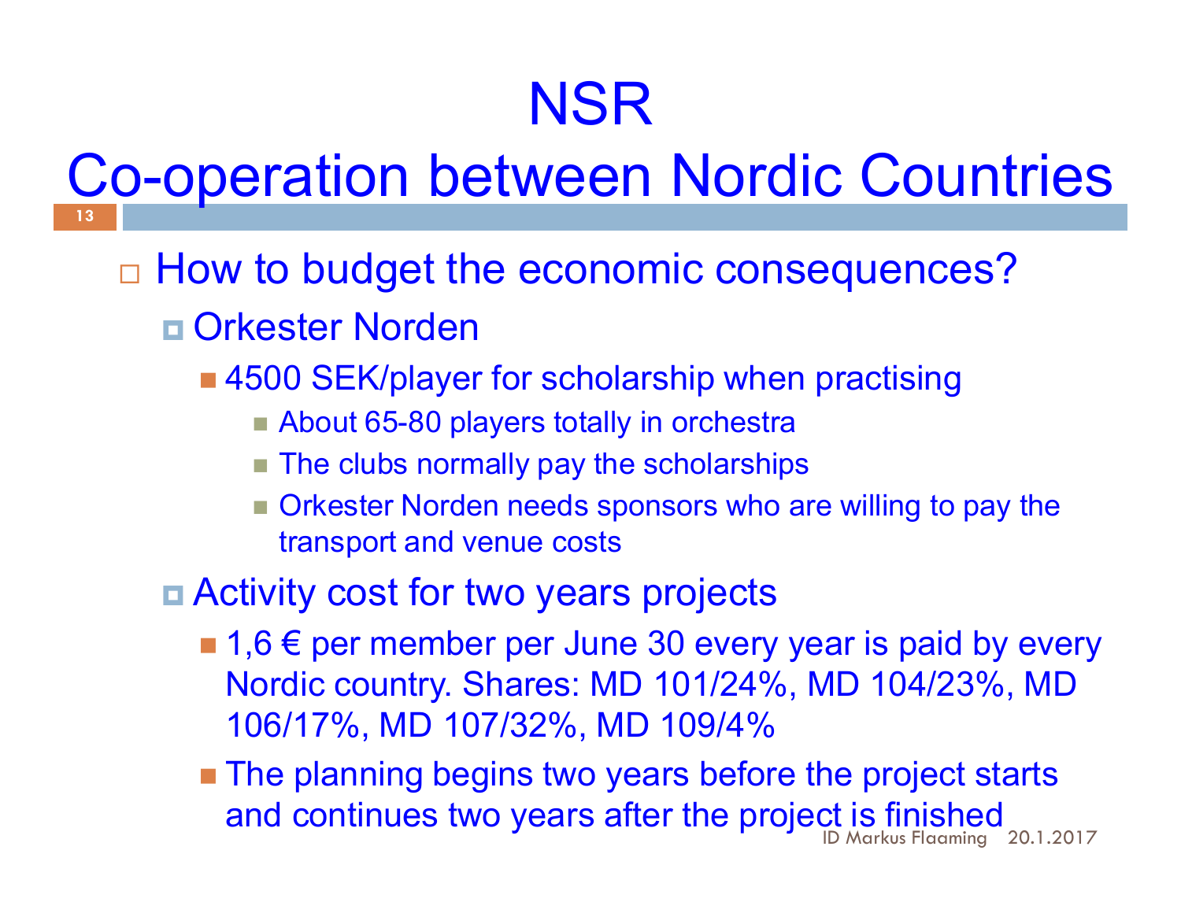# NSR

# Co-operation between Nordic Countries

- How to budget the economic consequences?
  - Orkester Norden
    - 4500 SEK/player for scholarship when practising
      - About 65-80 players totally in orchestra
      - The clubs normally pay the scholarships
      - Orkester Norden needs sponsors who are willing to pay the transport and venue costs
  - Activity cost for two years projects
    - 1,6 € per member per June 30 every year is paid by every Nordic country. Shares: MD 101/24%, MD 104/23%, MD 106/17%, MD 107/32%, MD 109/4%
    - The planning begins two years before the project starts and continues two years after the project is finished

ID Markus Flaaming 20.1.2017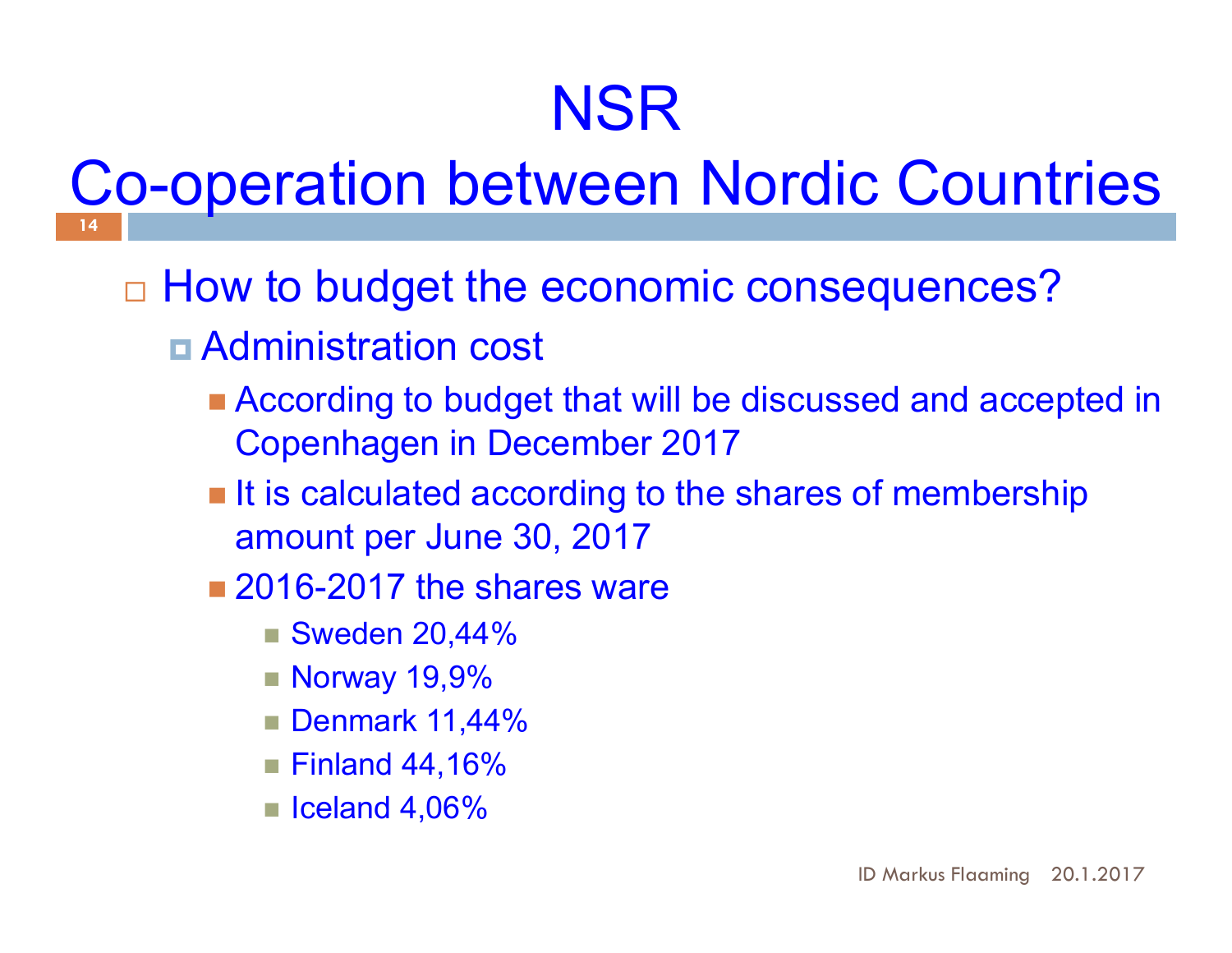# NSR

# Co-operation between Nordic Countries

- How to budget the economic consequences?
  - Administration cost
    - According to budget that will be discussed and accepted in Copenhagen in December 2017
    - It is calculated according to the shares of membership amount per June 30, 2017
    - 2016-2017 the shares ware
      - Sweden 20,44%
      - Norway 19,9%
      - Denmark 11,44%
      - Finland 44,16%
      - Iceland 4,06%